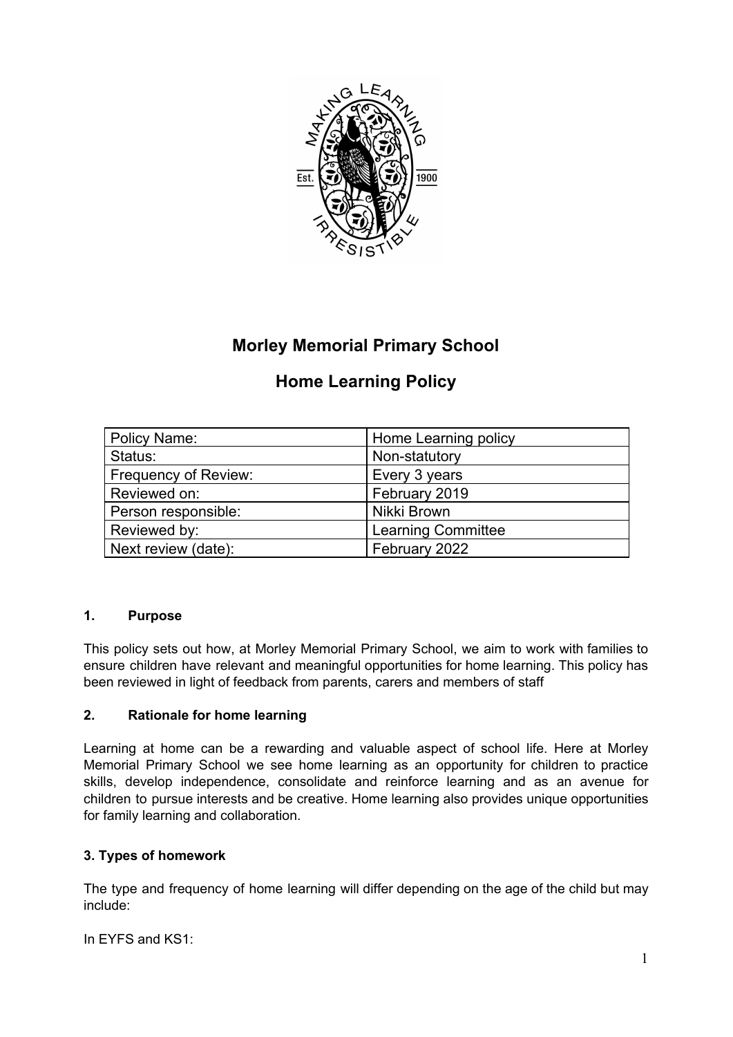# Morley Memorial Primary School

## Home Learning Policy

| Policy Name: | Home Learning policy |
|---|---|
| Status: | Non-statutory |
| Frequency of Review: | Every 3 years |
| Reviewed on: | February 2019 |
| Person responsible: | Nikki Brown |
| Reviewed by: | Learning Committee |
| Next review (date): | February 2022 |

### 1. Purpose

This policy sets out how, at Morley Memorial Primary School, we aim to work with families to ensure children have relevant and meaningful opportunities for home learning. This policy has been reviewed in light of feedback from parents, carers and members of staff

### 2. Rationale for home learning

Learning at home can be a rewarding and valuable aspect of school life. Here at Morley Memorial Primary School we see home learning as an opportunity for children to practice skills, develop independence, consolidate and reinforce learning and as an avenue for children to pursue interests and be creative. Home learning also provides unique opportunities for family learning and collaboration.

### 3. Types of homework

The type and frequency of home learning will differ depending on the age of the child but may include:

In EYFS and KS1: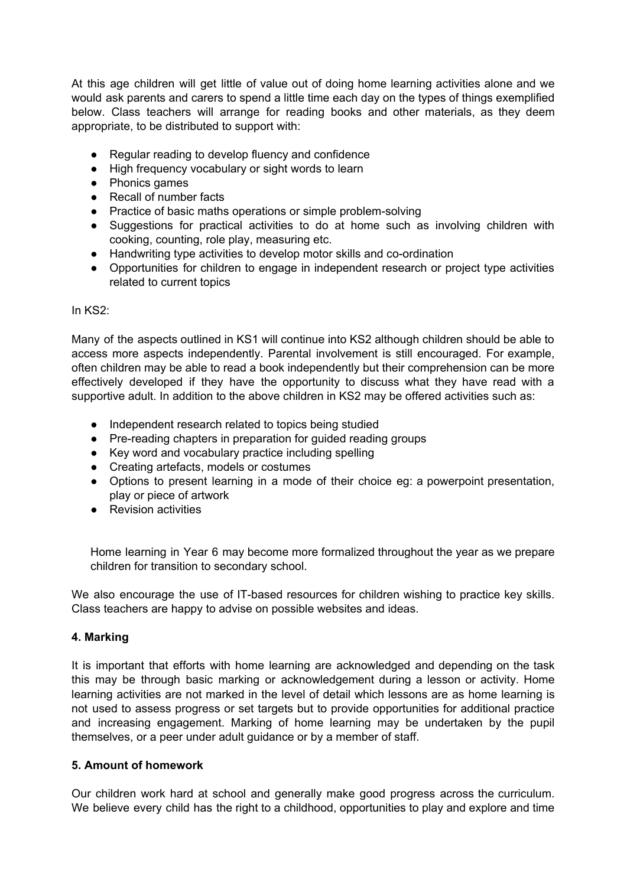At this age children will get little of value out of doing home learning activities alone and we would ask parents and carers to spend a little time each day on the types of things exemplified below. Class teachers will arrange for reading books and other materials, as they deem appropriate, to be distributed to support with:

- Regular reading to develop fluency and confidence
- High frequency vocabulary or sight words to learn
- Phonics games
- Recall of number facts
- Practice of basic maths operations or simple problem-solving
- Suggestions for practical activities to do at home such as involving children with cooking, counting, role play, measuring etc.
- Handwriting type activities to develop motor skills and co-ordination
- Opportunities for children to engage in independent research or project type activities related to current topics

In KS2:

Many of the aspects outlined in KS1 will continue into KS2 although children should be able to access more aspects independently. Parental involvement is still encouraged. For example, often children may be able to read a book independently but their comprehension can be more effectively developed if they have the opportunity to discuss what they have read with a supportive adult. In addition to the above children in KS2 may be offered activities such as:

- Independent research related to topics being studied
- Pre-reading chapters in preparation for guided reading groups
- Key word and vocabulary practice including spelling
- Creating artefacts, models or costumes
- Options to present learning in a mode of their choice eg: a powerpoint presentation, play or piece of artwork
- Revision activities

Home learning in Year 6 may become more formalized throughout the year as we prepare children for transition to secondary school.

We also encourage the use of IT-based resources for children wishing to practice key skills. Class teachers are happy to advise on possible websites and ideas.

**4. Marking**

It is important that efforts with home learning are acknowledged and depending on the task this may be through basic marking or acknowledgement during a lesson or activity. Home learning activities are not marked in the level of detail which lessons are as home learning is not used to assess progress or set targets but to provide opportunities for additional practice and increasing engagement. Marking of home learning may be undertaken by the pupil themselves, or a peer under adult guidance or by a member of staff.

**5. Amount of homework**

Our children work hard at school and generally make good progress across the curriculum. We believe every child has the right to a childhood, opportunities to play and explore and time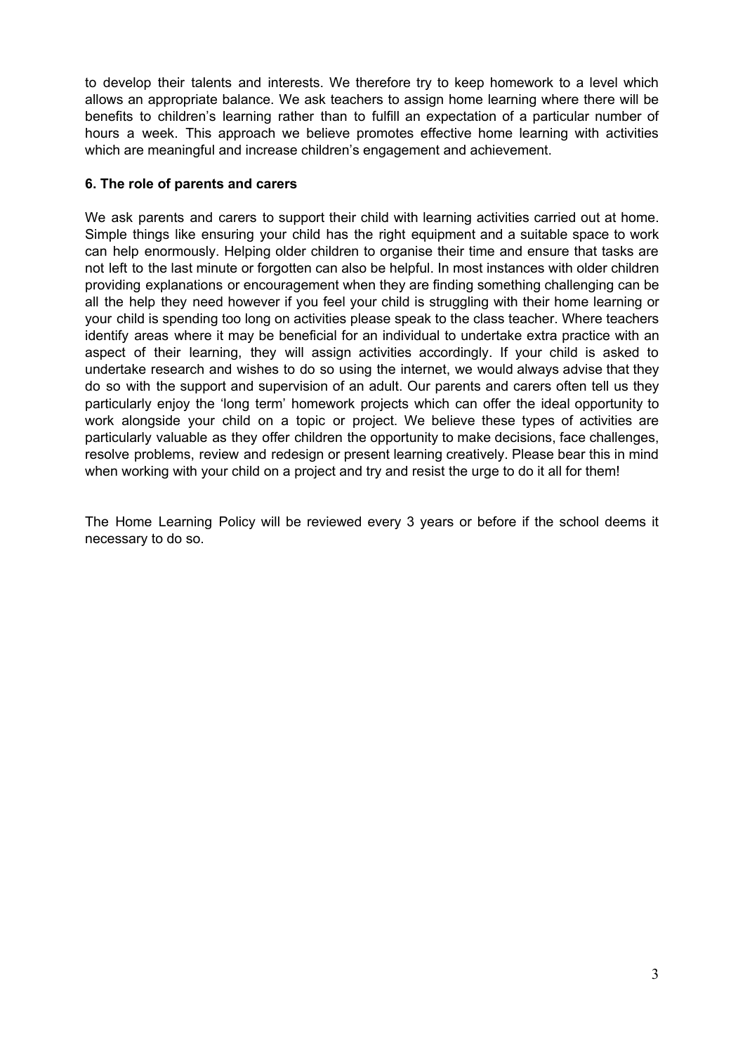to develop their talents and interests. We therefore try to keep homework to a level which allows an appropriate balance. We ask teachers to assign home learning where there will be benefits to children's learning rather than to fulfill an expectation of a particular number of hours a week. This approach we believe promotes effective home learning with activities which are meaningful and increase children's engagement and achievement.

**6. The role of parents and carers**

We ask parents and carers to support their child with learning activities carried out at home. Simple things like ensuring your child has the right equipment and a suitable space to work can help enormously. Helping older children to organise their time and ensure that tasks are not left to the last minute or forgotten can also be helpful. In most instances with older children providing explanations or encouragement when they are finding something challenging can be all the help they need however if you feel your child is struggling with their home learning or your child is spending too long on activities please speak to the class teacher. Where teachers identify areas where it may be beneficial for an individual to undertake extra practice with an aspect of their learning, they will assign activities accordingly. If your child is asked to undertake research and wishes to do so using the internet, we would always advise that they do so with the support and supervision of an adult. Our parents and carers often tell us they particularly enjoy the 'long term' homework projects which can offer the ideal opportunity to work alongside your child on a topic or project. We believe these types of activities are particularly valuable as they offer children the opportunity to make decisions, face challenges, resolve problems, review and redesign or present learning creatively. Please bear this in mind when working with your child on a project and try and resist the urge to do it all for them!

The Home Learning Policy will be reviewed every 3 years or before if the school deems it necessary to do so.